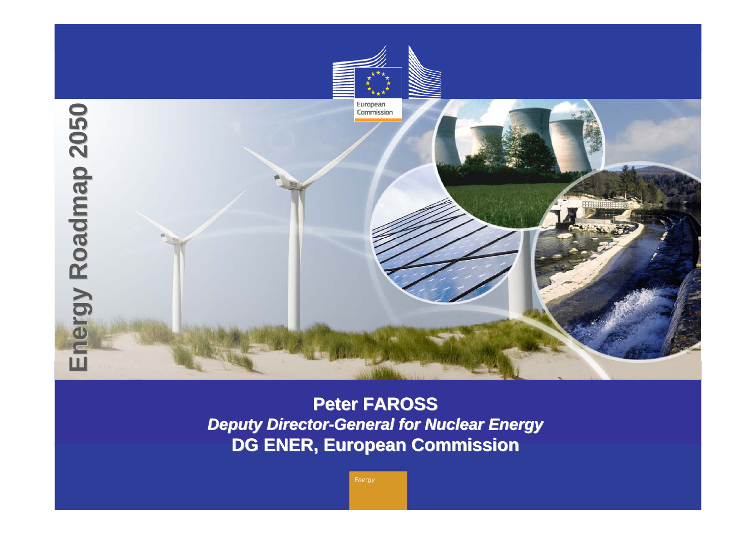# Energy Roadmap 2050

European Commission

**Peter FAROSS**
***Deputy Director-General for Nuclear Energy***
**DG ENER, European Commission**

Energy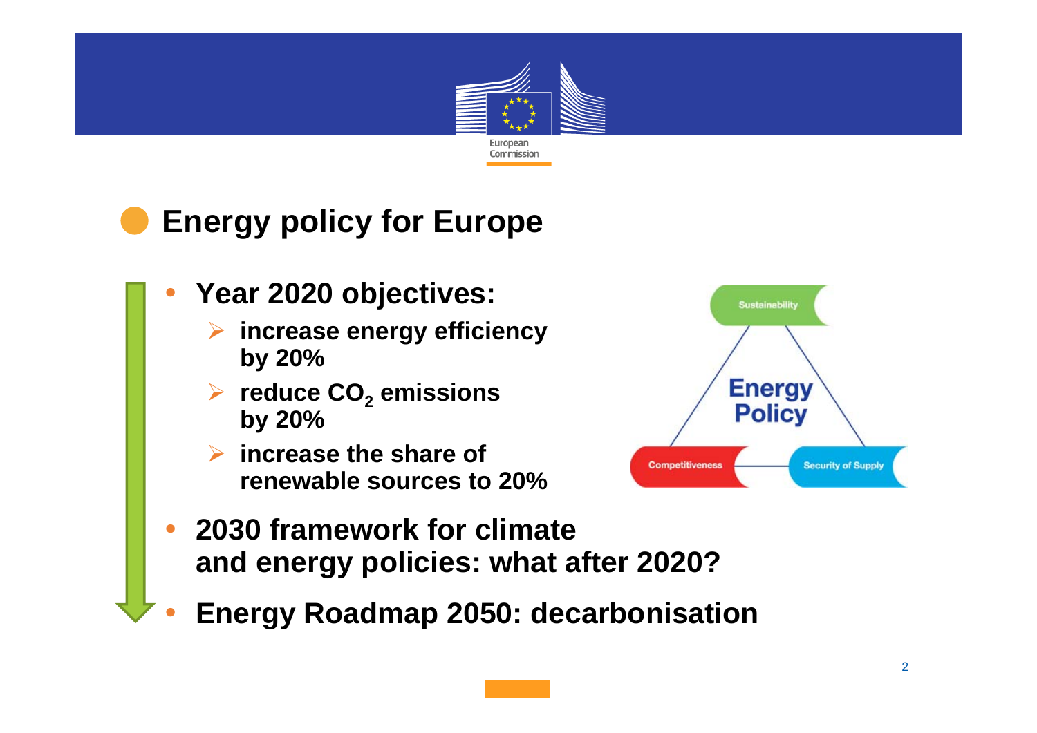# Energy policy for Europe

- **Year 2020 objectives:**
  - **increase energy efficiency by 20%**
  - **reduce $CO_2$ emissions by 20%**
  - **increase the share of renewable sources to 20%**
- **2030 framework for climate and energy policies: what after 2020?**
- **Energy Roadmap 2050: decarbonisation**

Sustainability

Energy Policy

Competitiveness

Security of Supply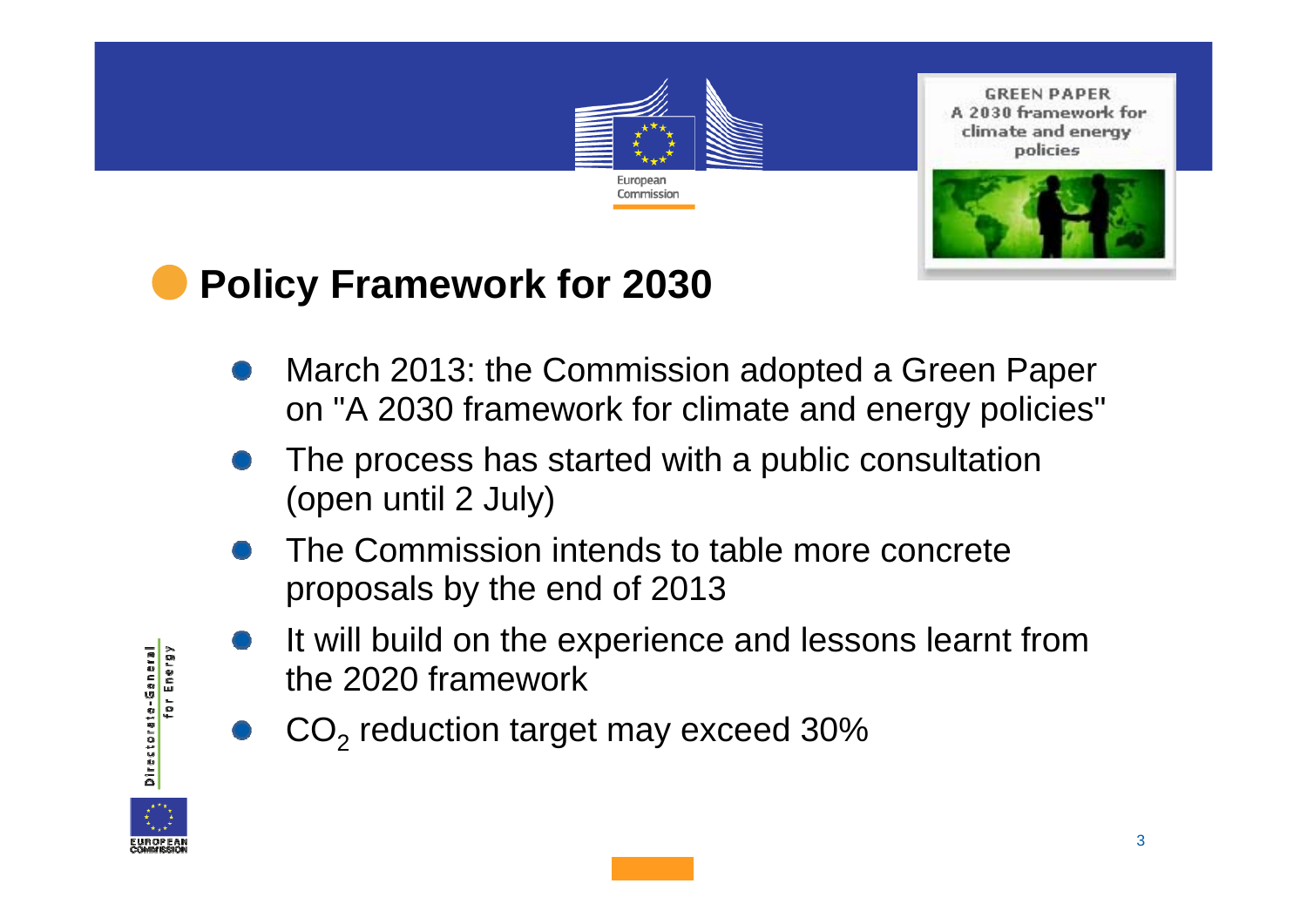GREEN PAPER
A 2030 framework for climate and energy policies

## Policy Framework for 2030

- March 2013: the Commission adopted a Green Paper on "A 2030 framework for climate and energy policies"
- The process has started with a public consultation (open until 2 July)
- The Commission intends to table more concrete proposals by the end of 2013
- It will build on the experience and lessons learnt from the 2020 framework
- $CO_2$ reduction target may exceed 30%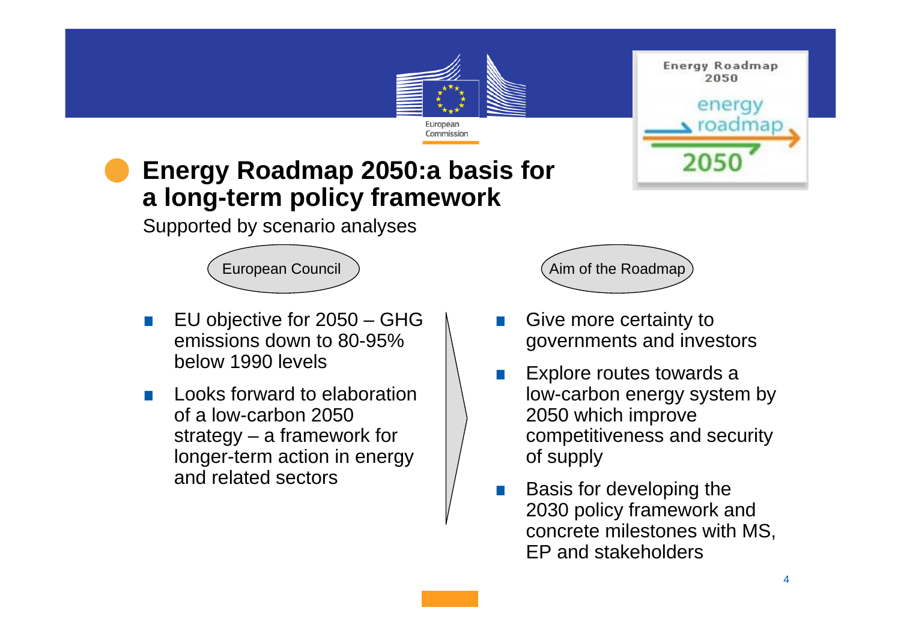# Energy Roadmap 2050:a basis for a long-term policy framework

Supported by scenario analyses

**European Council**

- EU objective for 2050 – GHG emissions down to 80-95% below 1990 levels
- Looks forward to elaboration of a low-carbon 2050 strategy – a framework for longer-term action in energy and related sectors

**Aim of the Roadmap**

- Give more certainty to governments and investors
- Explore routes towards a low-carbon energy system by 2050 which improve competitiveness and security of supply
- Basis for developing the 2030 policy framework and concrete milestones with MS, EP and stakeholders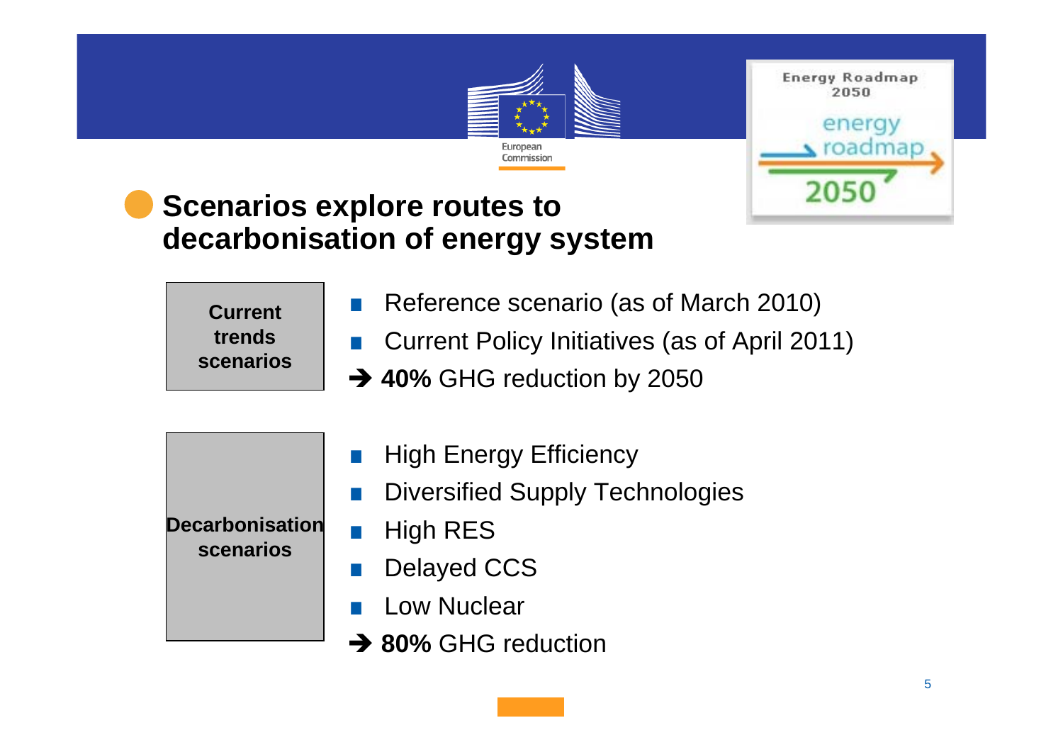## Scenarios explore routes to decarbonisation of energy system

**Current trends scenarios**

- Reference scenario (as of March 2010)
- Current Policy Initiatives (as of April 2011)

➔ **40%** GHG reduction by 2050

**Decarbonisation scenarios**

- High Energy Efficiency
- Diversified Supply Technologies
- High RES
- Delayed CCS
- Low Nuclear

➔ **80%** GHG reduction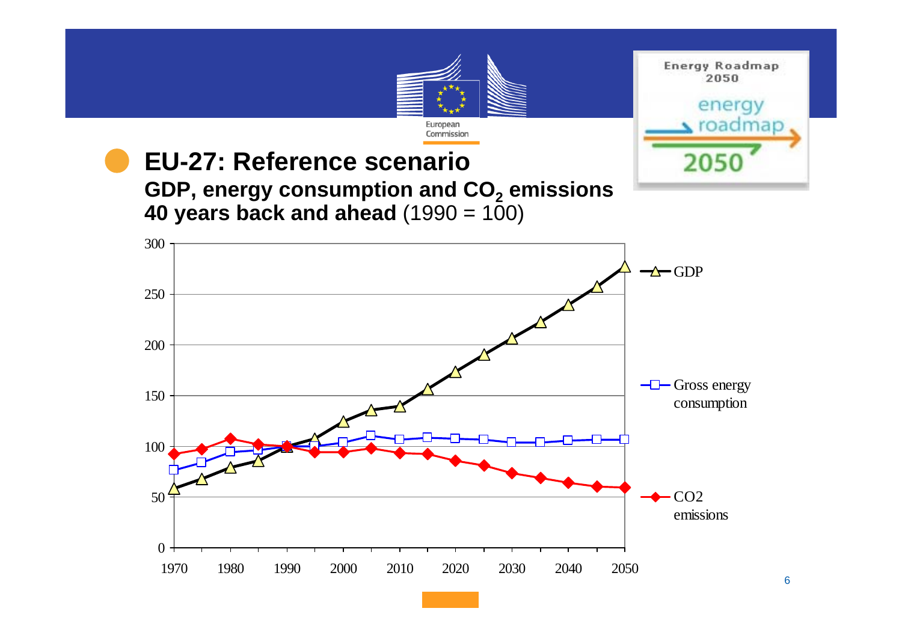## EU-27: Reference scenario

**GDP, energy consumption and $CO_2$ emissions**
**40 years back and ahead** (1990 = 100)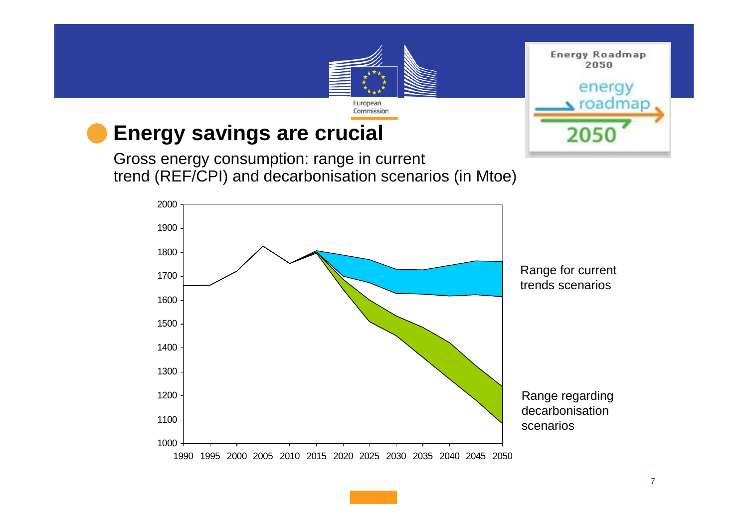## Energy savings are crucial

Gross energy consumption: range in current trend (REF/CPI) and decarbonisation scenarios (in Mtoe)

Range for current trends scenarios

Range regarding decarbonisation scenarios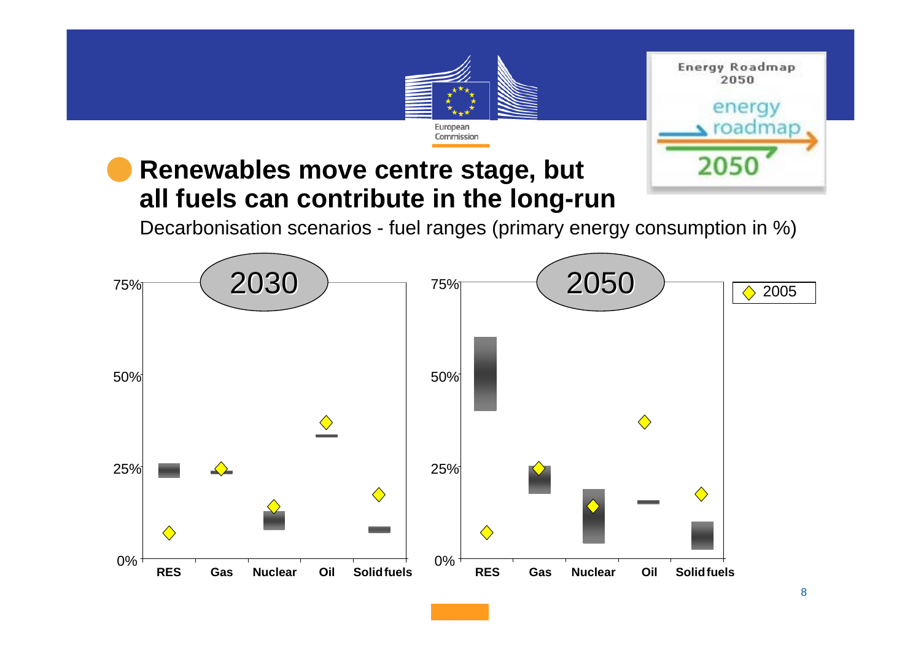# Renewables move centre stage, but all fuels can contribute in the long-run

Decarbonisation scenarios - fuel ranges (primary energy consumption in %)

2030

75%
50%
25%
0%

RES | Gas | Nuclear | Oil | Solid fuels

2050

75%
50%
25%
0%

RES | Gas | Nuclear | Oil | Solid fuels

◇ 2005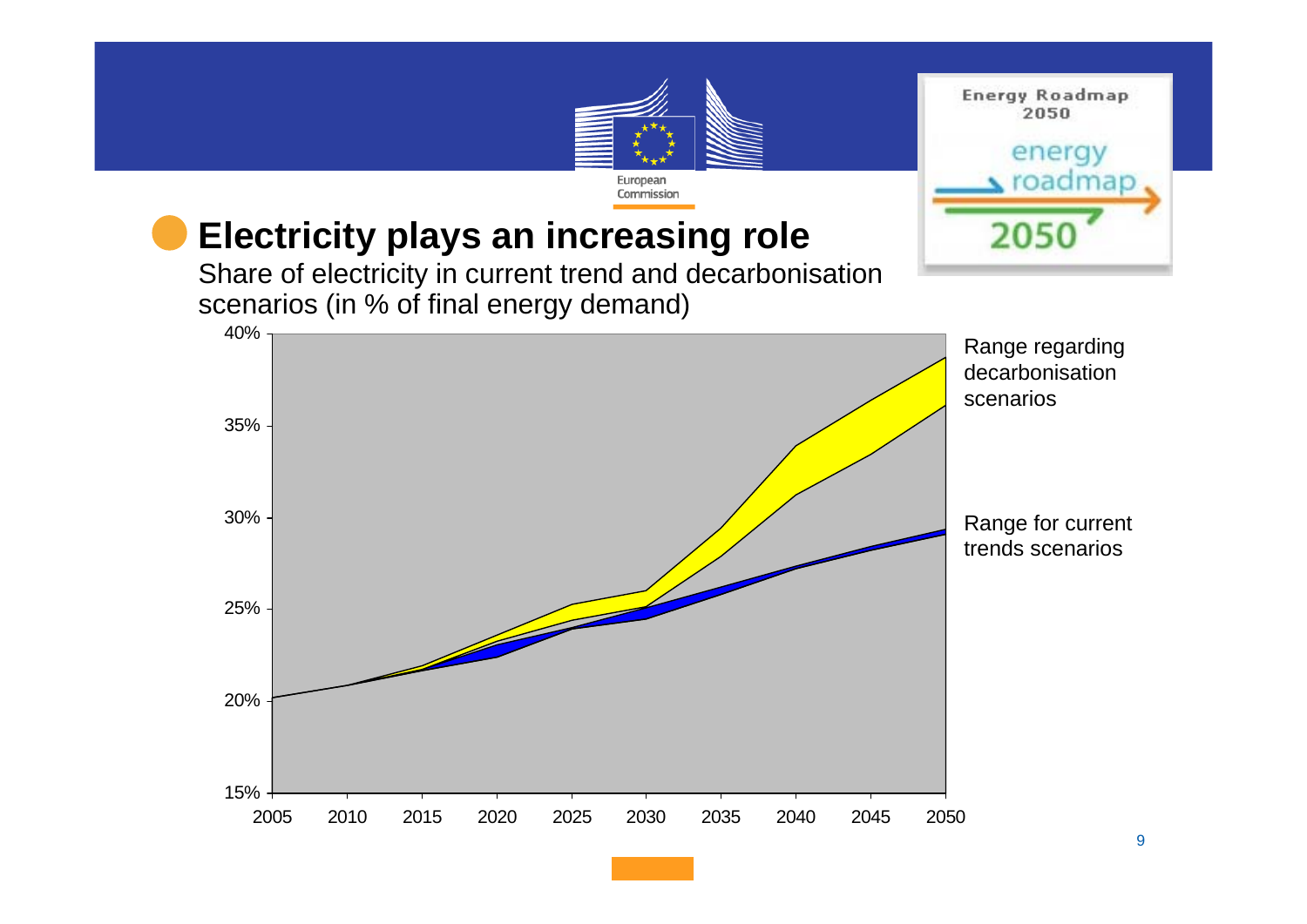## Electricity plays an increasing role

Share of electricity in current trend and decarbonisation scenarios (in % of final energy demand)

Range regarding decarbonisation scenarios

Range for current trends scenarios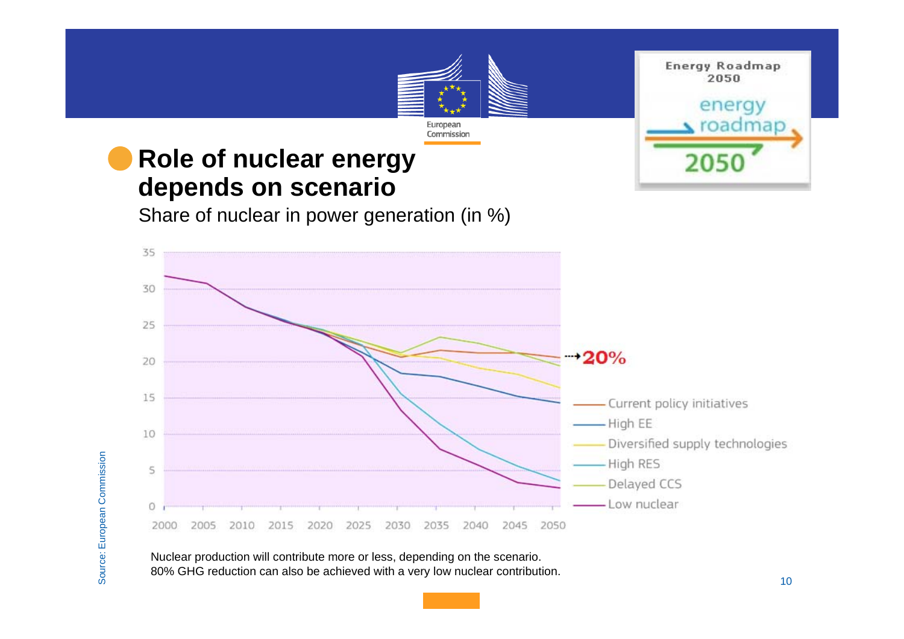# Role of nuclear energy depends on scenario

Share of nuclear in power generation (in %)

→20%

- Current policy initiatives
- High EE
- Diversified supply technologies
- High RES
- Delayed CCS
- Low nuclear

Nuclear production will contribute more or less, depending on the scenario.
80% GHG reduction can also be achieved with a very low nuclear contribution.

Source: European Commission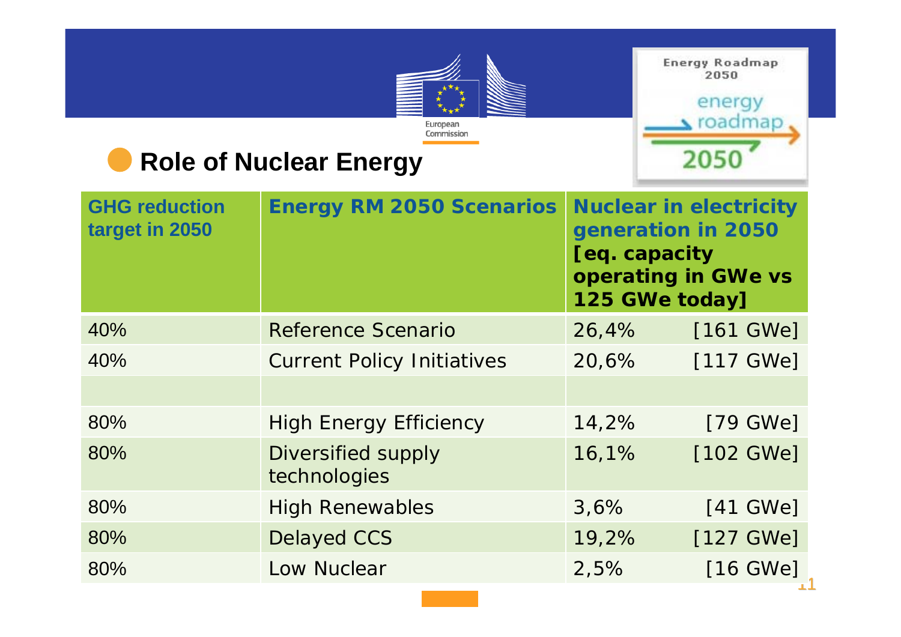## Role of Nuclear Energy

| GHG reduction target in 2050 | Energy RM 2050 Scenarios | Nuclear in electricity generation in 2050 [eq. capacity operating in GWe vs 125 GWe today] | |
|---|---|---|---|
| 40% | Reference Scenario | 26,4% | [161 GWe] |
| 40% | Current Policy Initiatives | 20,6% | [117 GWe] |
| | | | |
| 80% | High Energy Efficiency | 14,2% | [79 GWe] |
| 80% | Diversified supply technologies | 16,1% | [102 GWe] |
| 80% | High Renewables | 3,6% | [41 GWe] |
| 80% | Delayed CCS | 19,2% | [127 GWe] |
| 80% | Low Nuclear | 2,5% | [16 GWe] |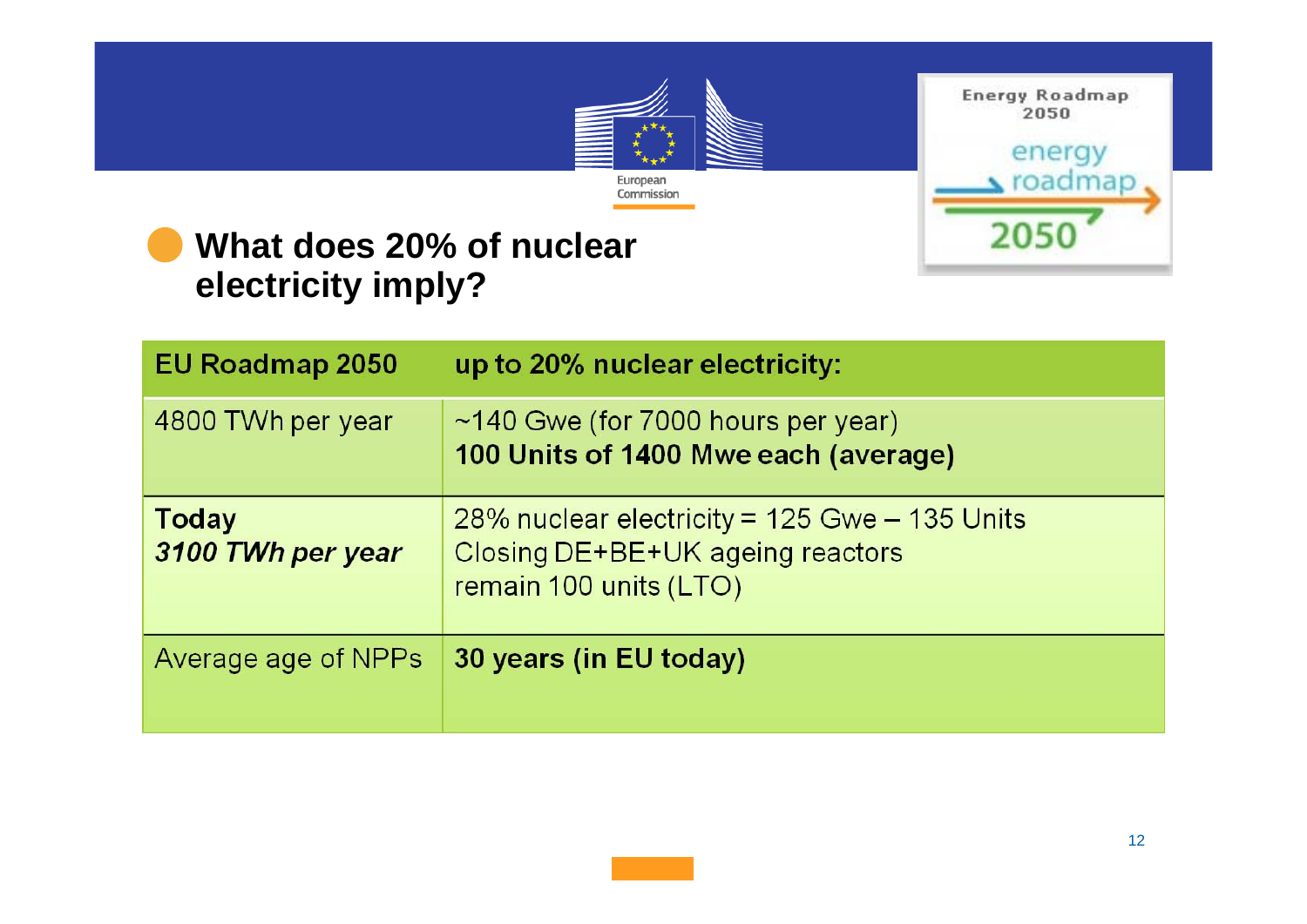## What does 20% of nuclear electricity imply?

| EU Roadmap 2050 | up to 20% nuclear electricity: |
|---|---|
| 4800 TWh per year | ~140 Gwe (for 7000 hours per year)<br>**100 Units of 1400 Mwe each (average)** |
| **Today**<br>***3100 TWh per year*** | 28% nuclear electricity = 125 Gwe – 135 Units<br>Closing DE+BE+UK ageing reactors<br>remain 100 units (LTO) |
| Average age of NPPs | **30 years (in EU today)** |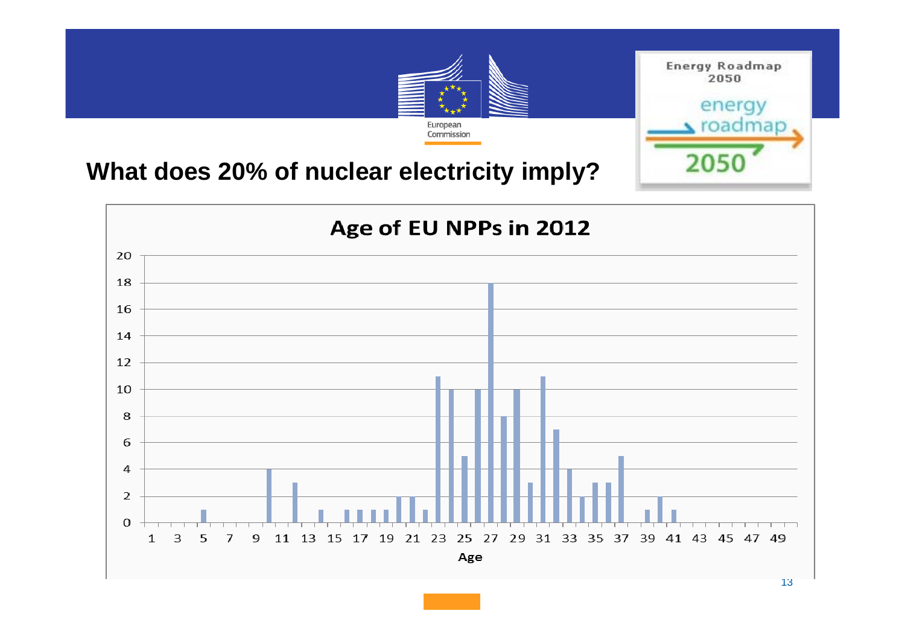## What does 20% of nuclear electricity imply?

**Age of EU NPPs in 2012**

| Age | Number of NPPs |
|---|---|
| 5 | 1 |
| 10 | 4 |
| 12 | 3 |
| 14 | 1 |
| 16 | 1 |
| 17 | 1 |
| 18 | 1 |
| 19 | 1 |
| 20 | 2 |
| 21 | 2 |
| 22 | 1 |
| 23 | 11 |
| 24 | 10 |
| 25 | 5 |
| 26 | 10 |
| 27 | 18 |
| 28 | 8 |
| 29 | 10 |
| 30 | 3 |
| 31 | 11 |
| 32 | 7 |
| 33 | 4 |
| 34 | 2 |
| 35 | 3 |
| 36 | 3 |
| 37 | 5 |
| 39 | 1 |
| 40 | 2 |
| 41 | 1 |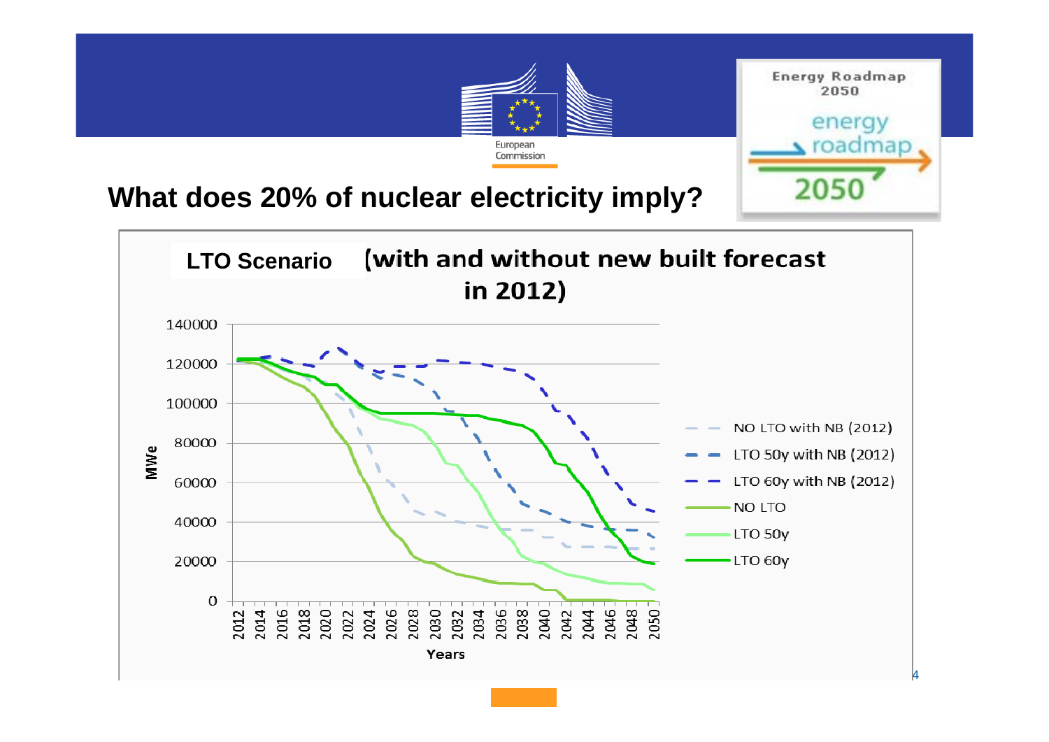## What does 20% of nuclear electricity imply?

**LTO Scenario** (with and without new built forecast in 2012)

MWe (0–140000) vs Years (2012–2050)

Legend:
- NO LTO with NB (2012)
- LTO 50y with NB (2012)
- LTO 60y with NB (2012)
- NO LTO
- LTO 50y
- LTO 60y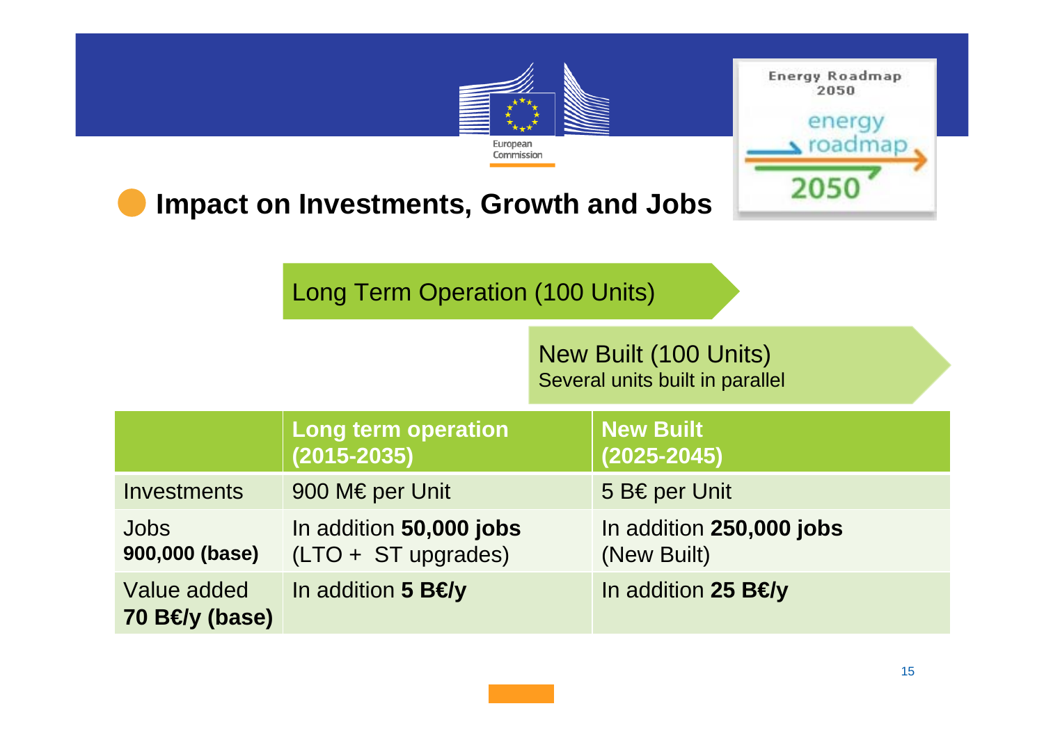## Impact on Investments, Growth and Jobs

Long Term Operation (100 Units)

New Built (100 Units)
Several units built in parallel

| | Long term operation (2015-2035) | New Built (2025-2045) |
|---|---|---|
| Investments | 900 M€ per Unit | 5 B€ per Unit |
| Jobs **900,000 (base)** | In addition **50,000 jobs** (LTO + ST upgrades) | In addition **250,000 jobs** (New Built) |
| Value added **70 B€/y (base)** | In addition **5 B€/y** | In addition **25 B€/y** |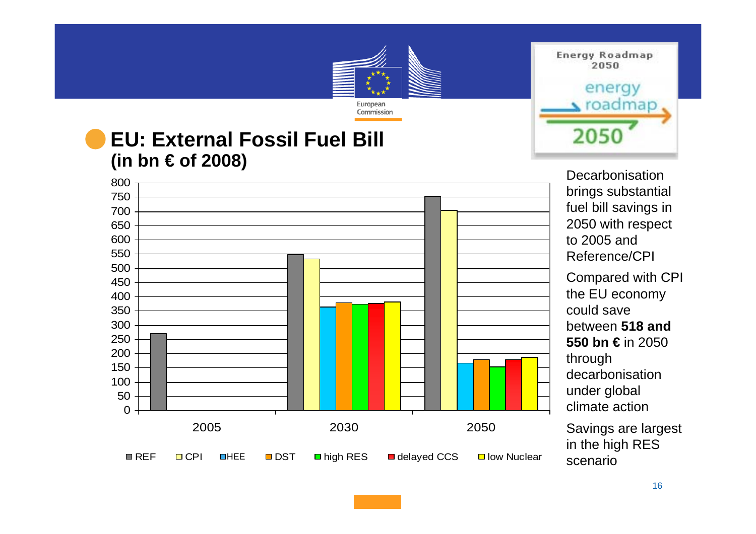# EU: External Fossil Fuel Bill (in bn € of 2008)

Decarbonisation brings substantial fuel bill savings in 2050 with respect to 2005 and Reference/CPI

Compared with CPI the EU economy could save between **518 and 550 bn €** in 2050 through decarbonisation under global climate action

Savings are largest in the high RES scenario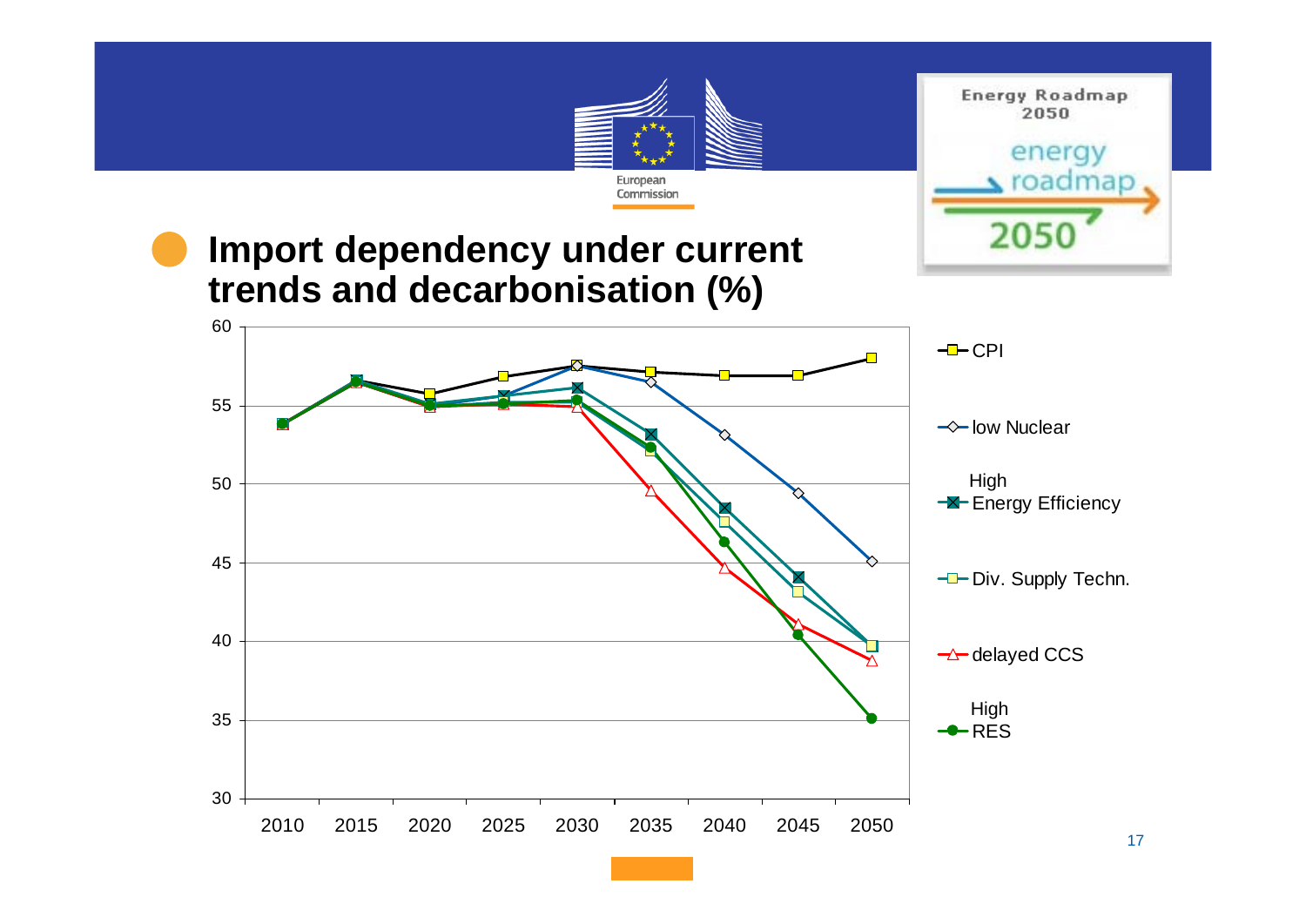## Import dependency under current trends and decarbonisation (%)

| | 2010 | 2015 | 2020 | 2025 | 2030 | 2035 | 2040 | 2045 | 2050 |
|---|---|---|---|---|---|---|---|---|---|
| CPI | 53.8 | 56.6 | 55.7 | 56.8 | 57.5 | 57.1 | 56.9 | 56.9 | 58.0 |
| low Nuclear | 53.8 | 56.6 | 55.0 | 55.6 | 57.5 | 56.5 | 53.1 | 49.4 | 45.1 |
| High Energy Efficiency | 53.8 | 56.6 | 55.1 | 55.6 | 56.1 | 53.2 | 48.5 | 44.1 | 39.7 |
| Div. Supply Techn. | 53.8 | 56.6 | 55.1 | 55.6 | 55.3 | 52.1 | 47.6 | 43.2 | 39.7 |
| delayed CCS | 53.8 | 56.5 | 54.9 | 55.1 | 54.9 | 49.6 | 44.7 | 41.1 | 38.8 |
| High RES | 53.8 | 56.5 | 55.0 | 55.1 | 55.3 | 52.3 | 46.3 | 40.4 | 35.1 |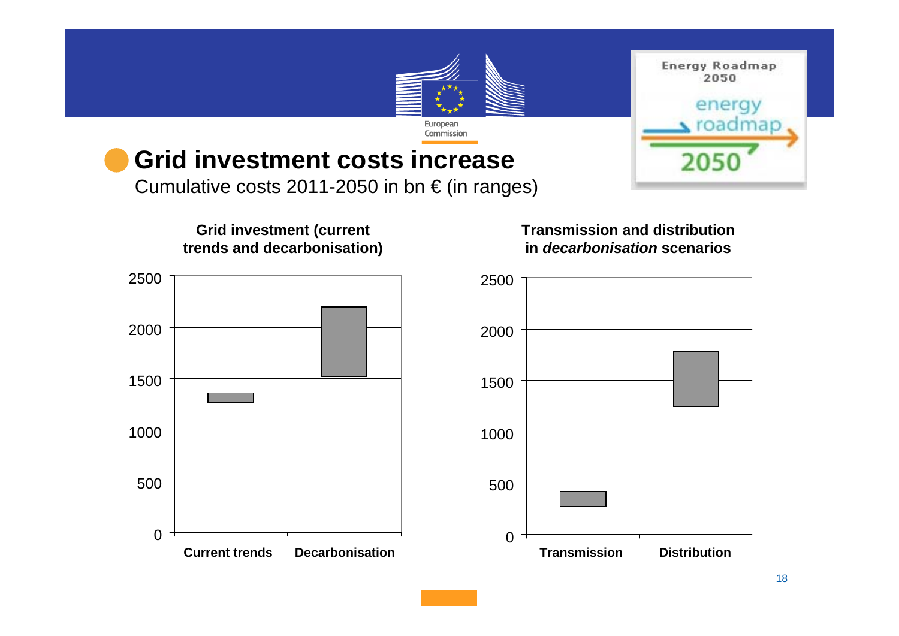# Grid investment costs increase

Cumulative costs 2011-2050 in bn € (in ranges)

**Grid investment (current trends and decarbonisation)**

**Transmission and distribution in *decarbonisation* scenarios**

Current trends | Decarbonisation

Transmission | Distribution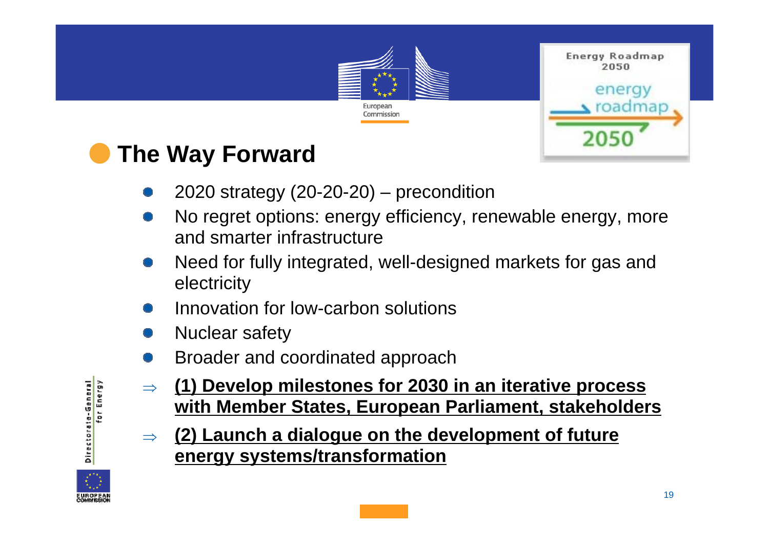# The Way Forward

- 2020 strategy (20-20-20) – precondition
- No regret options: energy efficiency, renewable energy, more and smarter infrastructure
- Need for fully integrated, well-designed markets for gas and electricity
- Innovation for low-carbon solutions
- Nuclear safety
- Broader and coordinated approach

⇒ **(1) Develop milestones for 2030 in an iterative process with Member States, European Parliament, stakeholders**

⇒ **(2) Launch a dialogue on the development of future energy systems/transformation**